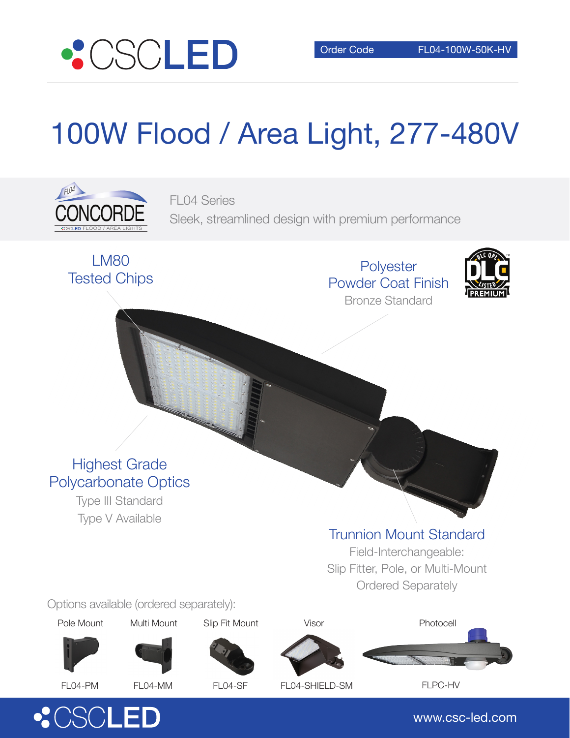CSCLED

Order Code FL04-100W-50K-HV

# 100W Flood / Area Light, 277-480V

FL04 CONCORDE

FL04 Series
Sleek, streamlined design with premium performance

## LM80 Tested Chips

## Polyester Powder Coat Finish

Bronze Standard

DLC QPL LISTED PREMIUM

## Highest Grade Polycarbonate Optics

Type III Standard
Type V Available

## Trunnion Mount Standard

Field-Interchangeable:
Slip Fitter, Pole, or Multi-Mount
Ordered Separately

Options available (ordered separately):

| Pole Mount | Multi Mount | Slip Fit Mount | Visor | Photocell |
| --- | --- | --- | --- | --- |
| FL04-PM | FL04-MM | FL04-SF | FL04-SHIELD-SM | FLPC-HV |

CSCLED

www.csc-led.com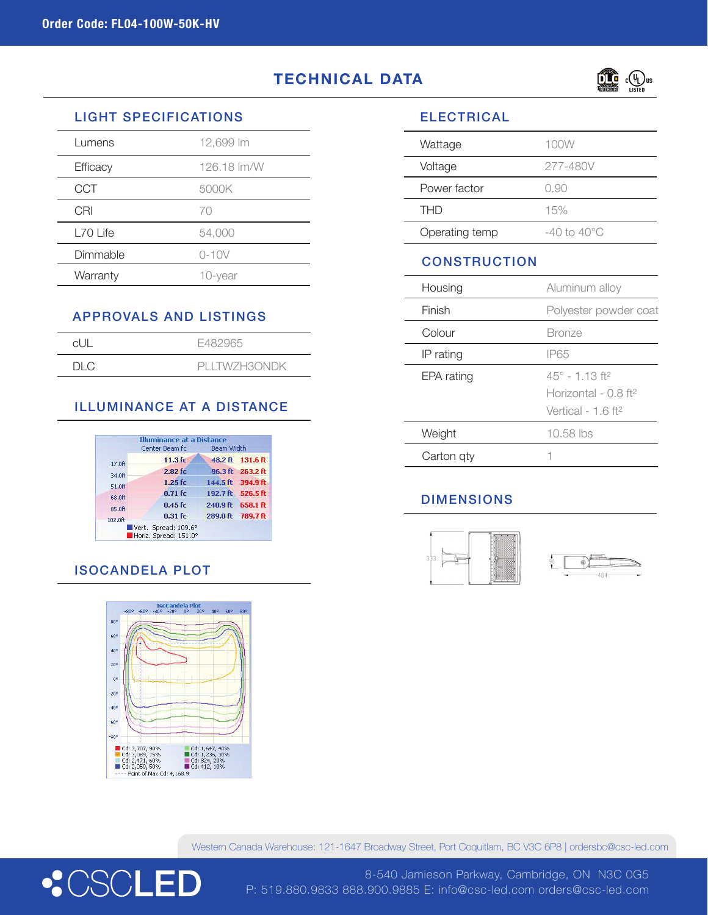Order Code: FL04-100W-50K-HV

# TECHNICAL DATA

## LIGHT SPECIFICATIONS

| | |
|---|---|
| Lumens | 12,699 lm |
| Efficacy | 126.18 lm/W |
| CCT | 5000K |
| CRI | 70 |
| L70 Life | 54,000 |
| Dimmable | 0-10V |
| Warranty | 10-year |

## APPROVALS AND LISTINGS

| | |
|---|---|
| cUL | E482965 |
| DLC | PLLTWZH3ONDK |

## ILLUMINANCE AT A DISTANCE

Illuminance at a Distance
Center Beam fc
Beam Width
17.0ft
34.0ft
51.0ft
68.0ft
85.0ft
102.0ft
11.3 fc
2.82 fc
1.25 fc
0.71 fc
0.45 fc
0.31 fc
48.2 ft
96.3 ft
144.5 ft
192.7 ft
240.9 ft
289.0 ft
131.6 ft
263.2 ft
394.9 ft
526.5 ft
658.1 ft
789.7 ft
Vert. Spread: 109.6°
Horiz. Spread: 151.0°

## ISOCANDELA PLOT

IsoCandela Plot
-80° -60° -40° -20° 0° 20° 40° 60° 80°
80°
60°
40°
20°
0°
-20°
-40°
-60°
-80°
Cd: 3,707, 90%
Cd: 3,089, 75%
Cd: 2,471, 60%
Cd: 2,059, 50%
Cd: 1,647, 40%
Cd: 1,236, 30%
Cd: 824, 20%
Cd: 412, 10%
---- Point of Max Cd: 4,168.9

## ELECTRICAL

| | |
|---|---|
| Wattage | 100W |
| Voltage | 277-480V |
| Power factor | 0.90 |
| THD | 15% |
| Operating temp | -40 to 40°C |

## CONSTRUCTION

| | |
|---|---|
| Housing | Aluminum alloy |
| Finish | Polyester powder coat |
| Colour | Bronze |
| IP rating | IP65 |
| EPA rating | 45° - 1.13 ft² <br> Horizontal - 0.8 ft² <br> Vertical - 1.6 ft² |
| Weight | 10.58 lbs |
| Carton qty | 1 |

## DIMENSIONS

333
90
484

Western Canada Warehouse: 121-1647 Broadway Street, Port Coquitlam, BC V3C 6P8 | ordersbc@csc-led.com

CSCLED

8-540 Jamieson Parkway, Cambridge, ON N3C 0G5
P: 519.880.9833 888.900.9885 E: info@csc-led.com orders@csc-led.com